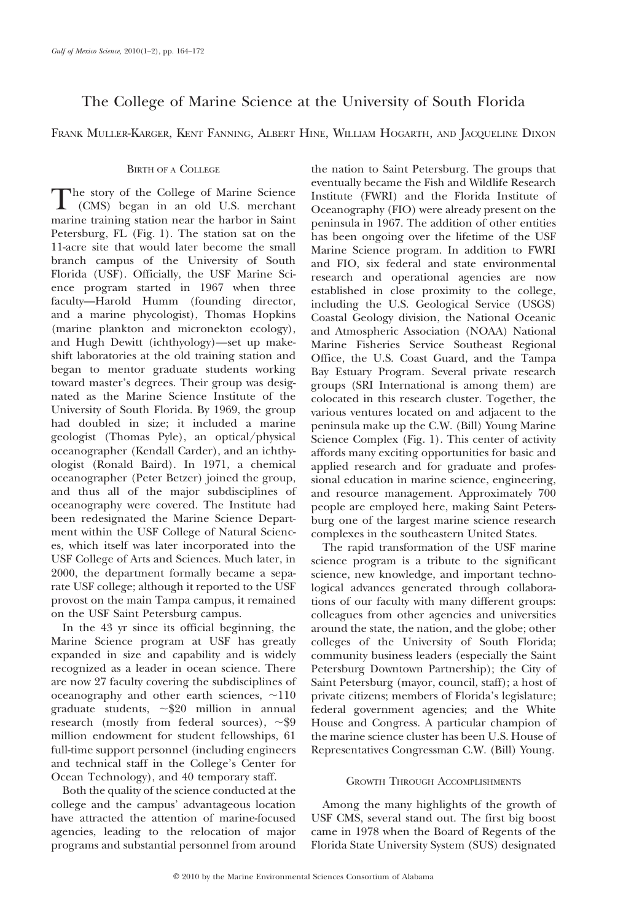# The College of Marine Science at the University of South Florida

Frank Muller-Karger, Kent Fanning, Albert Hine, William Hogarth, and Jacqueline Dixon

## Birth of a College

The story of the College of Marine Science (CMS) began in an old U.S. merchant marine training station near the harbor in Saint Petersburg, FL (Fig. 1). The station sat on the 11-acre site that would later become the small branch campus of the University of South Florida (USF). Officially, the USF Marine Science program started in 1967 when three faculty—Harold Humm (founding director, and a marine phycologist), Thomas Hopkins (marine plankton and micronekton ecology), and Hugh Dewitt (ichthyology)—set up makeshift laboratories at the old training station and began to mentor graduate students working toward master's degrees. Their group was designated as the Marine Science Institute of the University of South Florida. By 1969, the group had doubled in size; it included a marine geologist (Thomas Pyle), an optical/physical oceanographer (Kendall Carder), and an ichthyologist (Ronald Baird). In 1971, a chemical oceanographer (Peter Betzer) joined the group, and thus all of the major subdisciplines of oceanography were covered. The Institute had been redesignated the Marine Science Department within the USF College of Natural Sciences, which itself was later incorporated into the USF College of Arts and Sciences. Much later, in 2000, the department formally became a separate USF college; although it reported to the USF provost on the main Tampa campus, it remained on the USF Saint Petersburg campus.

In the 43 yr since its official beginning, the Marine Science program at USF has greatly expanded in size and capability and is widely recognized as a leader in ocean science. There are now 27 faculty covering the subdisciplines of oceanography and other earth sciences, ~110 graduate students, ~$20 million in annual research (mostly from federal sources), ~$9 million endowment for student fellowships, 61 full-time support personnel (including engineers and technical staff in the College's Center for Ocean Technology), and 40 temporary staff.

Both the quality of the science conducted at the college and the campus' advantageous location have attracted the attention of marine-focused agencies, leading to the relocation of major programs and substantial personnel from around the nation to Saint Petersburg. The groups that eventually became the Fish and Wildlife Research Institute (FWRI) and the Florida Institute of Oceanography (FIO) were already present on the peninsula in 1967. The addition of other entities has been ongoing over the lifetime of the USF Marine Science program. In addition to FWRI and FIO, six federal and state environmental research and operational agencies are now established in close proximity to the college, including the U.S. Geological Service (USGS) Coastal Geology division, the National Oceanic and Atmospheric Association (NOAA) National Marine Fisheries Service Southeast Regional Office, the U.S. Coast Guard, and the Tampa Bay Estuary Program. Several private research groups (SRI International is among them) are colocated in this research cluster. Together, the various ventures located on and adjacent to the peninsula make up the C.W. (Bill) Young Marine Science Complex (Fig. 1). This center of activity affords many exciting opportunities for basic and applied research and for graduate and professional education in marine science, engineering, and resource management. Approximately 700 people are employed here, making Saint Petersburg one of the largest marine science research complexes in the southeastern United States.

The rapid transformation of the USF marine science program is a tribute to the significant science, new knowledge, and important technological advances generated through collaborations of our faculty with many different groups: colleagues from other agencies and universities around the state, the nation, and the globe; other colleges of the University of South Florida; community business leaders (especially the Saint Petersburg Downtown Partnership); the City of Saint Petersburg (mayor, council, staff); a host of private citizens; members of Florida's legislature; federal government agencies; and the White House and Congress. A particular champion of the marine science cluster has been U.S. House of Representatives Congressman C.W. (Bill) Young.

## Growth Through Accomplishments

Among the many highlights of the growth of USF CMS, several stand out. The first big boost came in 1978 when the Board of Regents of the Florida State University System (SUS) designated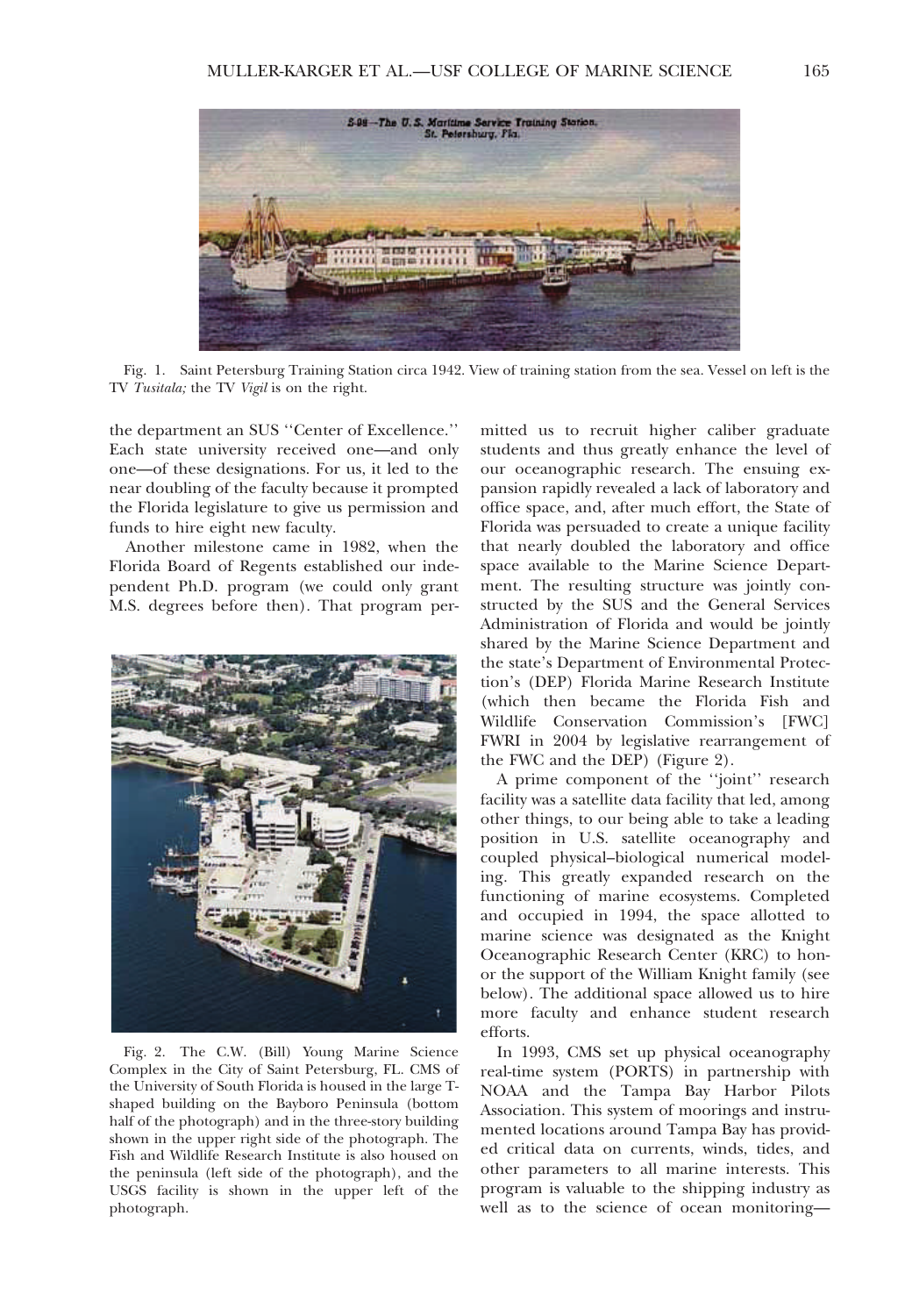Fig. 1. Saint Petersburg Training Station circa 1942. View of training station from the sea. Vessel on left is the TV *Tusitala;* the TV *Vigil* is on the right.

the department an SUS ''Center of Excellence.'' Each state university received one—and only one—of these designations. For us, it led to the near doubling of the faculty because it prompted the Florida legislature to give us permission and funds to hire eight new faculty.

Another milestone came in 1982, when the Florida Board of Regents established our independent Ph.D. program (we could only grant M.S. degrees before then). That program permitted us to recruit higher caliber graduate students and thus greatly enhance the level of our oceanographic research. The ensuing expansion rapidly revealed a lack of laboratory and office space, and, after much effort, the State of Florida was persuaded to create a unique facility that nearly doubled the laboratory and office space available to the Marine Science Department. The resulting structure was jointly constructed by the SUS and the General Services Administration of Florida and would be jointly shared by the Marine Science Department and the state's Department of Environmental Protection's (DEP) Florida Marine Research Institute (which then became the Florida Fish and Wildlife Conservation Commission's [FWC] FWRI in 2004 by legislative rearrangement of the FWC and the DEP) (Figure 2).

Fig. 2. The C.W. (Bill) Young Marine Science Complex in the City of Saint Petersburg, FL. CMS of the University of South Florida is housed in the large T-shaped building on the Bayboro Peninsula (bottom half of the photograph) and in the three-story building shown in the upper right side of the photograph. The Fish and Wildlife Research Institute is also housed on the peninsula (left side of the photograph), and the USGS facility is shown in the upper left of the photograph.

A prime component of the ''joint'' research facility was a satellite data facility that led, among other things, to our being able to take a leading position in U.S. satellite oceanography and coupled physical–biological numerical modeling. This greatly expanded research on the functioning of marine ecosystems. Completed and occupied in 1994, the space allotted to marine science was designated as the Knight Oceanographic Research Center (KRC) to honor the support of the William Knight family (see below). The additional space allowed us to hire more faculty and enhance student research efforts.

In 1993, CMS set up physical oceanography real-time system (PORTS) in partnership with NOAA and the Tampa Bay Harbor Pilots Association. This system of moorings and instrumented locations around Tampa Bay has provided critical data on currents, winds, tides, and other parameters to all marine interests. This program is valuable to the shipping industry as well as to the science of ocean monitoring—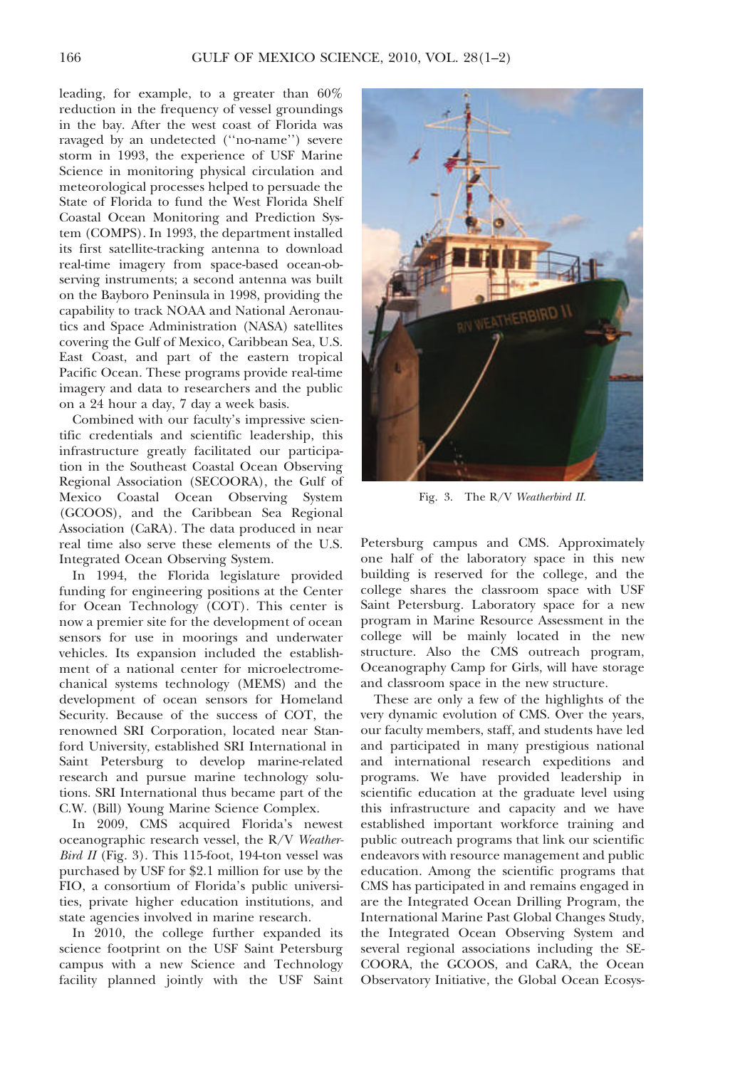leading, for example, to a greater than 60% reduction in the frequency of vessel groundings in the bay. After the west coast of Florida was ravaged by an undetected (''no-name'') severe storm in 1993, the experience of USF Marine Science in monitoring physical circulation and meteorological processes helped to persuade the State of Florida to fund the West Florida Shelf Coastal Ocean Monitoring and Prediction System (COMPS). In 1993, the department installed its first satellite-tracking antenna to download real-time imagery from space-based ocean-observing instruments; a second antenna was built on the Bayboro Peninsula in 1998, providing the capability to track NOAA and National Aeronautics and Space Administration (NASA) satellites covering the Gulf of Mexico, Caribbean Sea, U.S. East Coast, and part of the eastern tropical Pacific Ocean. These programs provide real-time imagery and data to researchers and the public on a 24 hour a day, 7 day a week basis.

Combined with our faculty's impressive scientific credentials and scientific leadership, this infrastructure greatly facilitated our participation in the Southeast Coastal Ocean Observing Regional Association (SECOORA), the Gulf of Mexico Coastal Ocean Observing System (GCOOS), and the Caribbean Sea Regional Association (CaRA). The data produced in near real time also serve these elements of the U.S. Integrated Ocean Observing System.

In 1994, the Florida legislature provided funding for engineering positions at the Center for Ocean Technology (COT). This center is now a premier site for the development of ocean sensors for use in moorings and underwater vehicles. Its expansion included the establishment of a national center for microelectromechanical systems technology (MEMS) and the development of ocean sensors for Homeland Security. Because of the success of COT, the renowned SRI Corporation, located near Stanford University, established SRI International in Saint Petersburg to develop marine-related research and pursue marine technology solutions. SRI International thus became part of the C.W. (Bill) Young Marine Science Complex.

In 2009, CMS acquired Florida's newest oceanographic research vessel, the R/V *WeatherBird II* (Fig. 3). This 115-foot, 194-ton vessel was purchased by USF for $2.1 million for use by the FIO, a consortium of Florida's public universities, private higher education institutions, and state agencies involved in marine research.

In 2010, the college further expanded its science footprint on the USF Saint Petersburg campus with a new Science and Technology facility planned jointly with the USF Saint Petersburg campus and CMS. Approximately one half of the laboratory space in this new building is reserved for the college, and the college shares the classroom space with USF Saint Petersburg. Laboratory space for a new program in Marine Resource Assessment in the college will be mainly located in the new structure. Also the CMS outreach program, Oceanography Camp for Girls, will have storage and classroom space in the new structure.

Fig. 3. The R/V *Weatherbird II*.

These are only a few of the highlights of the very dynamic evolution of CMS. Over the years, our faculty members, staff, and students have led and participated in many prestigious national and international research expeditions and programs. We have provided leadership in scientific education at the graduate level using this infrastructure and capacity and we have established important workforce training and public outreach programs that link our scientific endeavors with resource management and public education. Among the scientific programs that CMS has participated in and remains engaged in are the Integrated Ocean Drilling Program, the International Marine Past Global Changes Study, the Integrated Ocean Observing System and several regional associations including the SECOORA, the GCOOS, and CaRA, the Ocean Observatory Initiative, the Global Ocean Ecosys-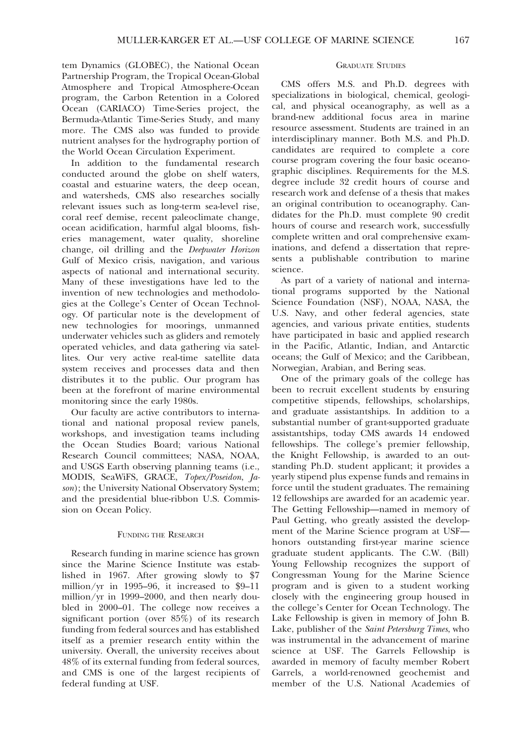tem Dynamics (GLOBEC), the National Ocean Partnership Program, the Tropical Ocean-Global Atmosphere and Tropical Atmosphere-Ocean program, the Carbon Retention in a Colored Ocean (CARIACO) Time-Series project, the Bermuda-Atlantic Time-Series Study, and many more. The CMS also was funded to provide nutrient analyses for the hydrography portion of the World Ocean Circulation Experiment.

In addition to the fundamental research conducted around the globe on shelf waters, coastal and estuarine waters, the deep ocean, and watersheds, CMS also researches socially relevant issues such as long-term sea-level rise, coral reef demise, recent paleoclimate change, ocean acidification, harmful algal blooms, fisheries management, water quality, shoreline change, oil drilling and the *Deepwater Horizon* Gulf of Mexico crisis, navigation, and various aspects of national and international security. Many of these investigations have led to the invention of new technologies and methodologies at the College's Center of Ocean Technology. Of particular note is the development of new technologies for moorings, unmanned underwater vehicles such as gliders and remotely operated vehicles, and data gathering via satellites. Our very active real-time satellite data system receives and processes data and then distributes it to the public. Our program has been at the forefront of marine environmental monitoring since the early 1980s.

Our faculty are active contributors to international and national proposal review panels, workshops, and investigation teams including the Ocean Studies Board; various National Research Council committees; NASA, NOAA, and USGS Earth observing planning teams (i.e., MODIS, SeaWiFS, GRACE, *Topex/Poseidon*, *Jason*); the University National Observatory System; and the presidential blue-ribbon U.S. Commission on Ocean Policy.

## Funding the Research

Research funding in marine science has grown since the Marine Science Institute was established in 1967. After growing slowly to $7 million/yr in 1995–96, it increased to $9–11 million/yr in 1999–2000, and then nearly doubled in 2000–01. The college now receives a significant portion (over 85%) of its research funding from federal sources and has established itself as a premier research entity within the university. Overall, the university receives about 48% of its external funding from federal sources, and CMS is one of the largest recipients of federal funding at USF.

## Graduate Studies

CMS offers M.S. and Ph.D. degrees with specializations in biological, chemical, geological, and physical oceanography, as well as a brand-new additional focus area in marine resource assessment. Students are trained in an interdisciplinary manner. Both M.S. and Ph.D. candidates are required to complete a core course program covering the four basic oceanographic disciplines. Requirements for the M.S. degree include 32 credit hours of course and research work and defense of a thesis that makes an original contribution to oceanography. Candidates for the Ph.D. must complete 90 credit hours of course and research work, successfully complete written and oral comprehensive examinations, and defend a dissertation that represents a publishable contribution to marine science.

As part of a variety of national and international programs supported by the National Science Foundation (NSF), NOAA, NASA, the U.S. Navy, and other federal agencies, state agencies, and various private entities, students have participated in basic and applied research in the Pacific, Atlantic, Indian, and Antarctic oceans; the Gulf of Mexico; and the Caribbean, Norwegian, Arabian, and Bering seas.

One of the primary goals of the college has been to recruit excellent students by ensuring competitive stipends, fellowships, scholarships, and graduate assistantships. In addition to a substantial number of grant-supported graduate assistantships, today CMS awards 14 endowed fellowships. The college's premier fellowship, the Knight Fellowship, is awarded to an outstanding Ph.D. student applicant; it provides a yearly stipend plus expense funds and remains in force until the student graduates. The remaining 12 fellowships are awarded for an academic year. The Getting Fellowship—named in memory of Paul Getting, who greatly assisted the development of the Marine Science program at USF—honors outstanding first-year marine science graduate student applicants. The C.W. (Bill) Young Fellowship recognizes the support of Congressman Young for the Marine Science program and is given to a student working closely with the engineering group housed in the college's Center for Ocean Technology. The Lake Fellowship is given in memory of John B. Lake, publisher of the *Saint Petersburg Times*, who was instrumental in the advancement of marine science at USF. The Garrels Fellowship is awarded in memory of faculty member Robert Garrels, a world-renowned geochemist and member of the U.S. National Academies of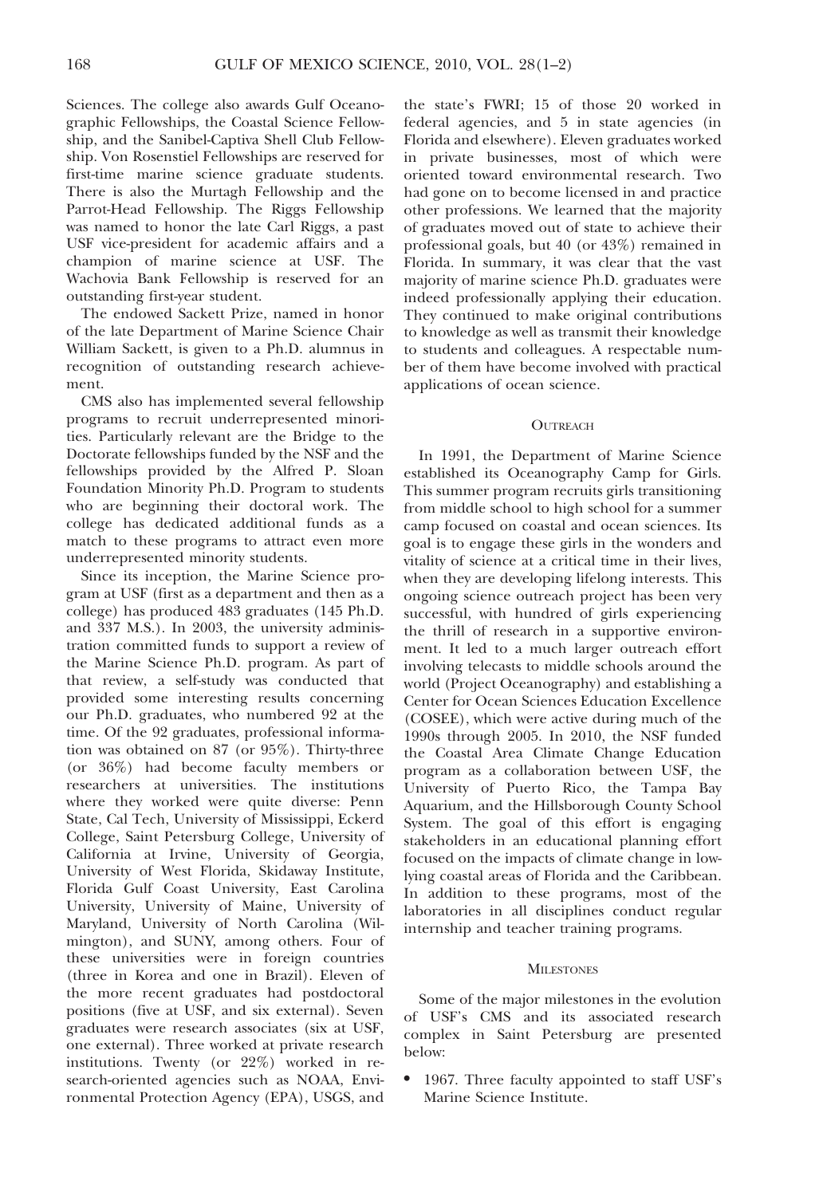Sciences. The college also awards Gulf Oceanographic Fellowships, the Coastal Science Fellowship, and the Sanibel-Captiva Shell Club Fellowship. Von Rosenstiel Fellowships are reserved for first-time marine science graduate students. There is also the Murtagh Fellowship and the Parrot-Head Fellowship. The Riggs Fellowship was named to honor the late Carl Riggs, a past USF vice-president for academic affairs and a champion of marine science at USF. The Wachovia Bank Fellowship is reserved for an outstanding first-year student.

The endowed Sackett Prize, named in honor of the late Department of Marine Science Chair William Sackett, is given to a Ph.D. alumnus in recognition of outstanding research achievement.

CMS also has implemented several fellowship programs to recruit underrepresented minorities. Particularly relevant are the Bridge to the Doctorate fellowships funded by the NSF and the fellowships provided by the Alfred P. Sloan Foundation Minority Ph.D. Program to students who are beginning their doctoral work. The college has dedicated additional funds as a match to these programs to attract even more underrepresented minority students.

Since its inception, the Marine Science program at USF (first as a department and then as a college) has produced 483 graduates (145 Ph.D. and 337 M.S.). In 2003, the university administration committed funds to support a review of the Marine Science Ph.D. program. As part of that review, a self-study was conducted that provided some interesting results concerning our Ph.D. graduates, who numbered 92 at the time. Of the 92 graduates, professional information was obtained on 87 (or 95%). Thirty-three (or 36%) had become faculty members or researchers at universities. The institutions where they worked were quite diverse: Penn State, Cal Tech, University of Mississippi, Eckerd College, Saint Petersburg College, University of California at Irvine, University of Georgia, University of West Florida, Skidaway Institute, Florida Gulf Coast University, East Carolina University, University of Maine, University of Maryland, University of North Carolina (Wilmington), and SUNY, among others. Four of these universities were in foreign countries (three in Korea and one in Brazil). Eleven of the more recent graduates had postdoctoral positions (five at USF, and six external). Seven graduates were research associates (six at USF, one external). Three worked at private research institutions. Twenty (or 22%) worked in research-oriented agencies such as NOAA, Environmental Protection Agency (EPA), USGS, and the state's FWRI; 15 of those 20 worked in federal agencies, and 5 in state agencies (in Florida and elsewhere). Eleven graduates worked in private businesses, most of which were oriented toward environmental research. Two had gone on to become licensed in and practice other professions. We learned that the majority of graduates moved out of state to achieve their professional goals, but 40 (or 43%) remained in Florida. In summary, it was clear that the vast majority of marine science Ph.D. graduates were indeed professionally applying their education. They continued to make original contributions to knowledge as well as transmit their knowledge to students and colleagues. A respectable number of them have become involved with practical applications of ocean science.

## Outreach

In 1991, the Department of Marine Science established its Oceanography Camp for Girls. This summer program recruits girls transitioning from middle school to high school for a summer camp focused on coastal and ocean sciences. Its goal is to engage these girls in the wonders and vitality of science at a critical time in their lives, when they are developing lifelong interests. This ongoing science outreach project has been very successful, with hundred of girls experiencing the thrill of research in a supportive environment. It led to a much larger outreach effort involving telecasts to middle schools around the world (Project Oceanography) and establishing a Center for Ocean Sciences Education Excellence (COSEE), which were active during much of the 1990s through 2005. In 2010, the NSF funded the Coastal Area Climate Change Education program as a collaboration between USF, the University of Puerto Rico, the Tampa Bay Aquarium, and the Hillsborough County School System. The goal of this effort is engaging stakeholders in an educational planning effort focused on the impacts of climate change in low-lying coastal areas of Florida and the Caribbean. In addition to these programs, most of the laboratories in all disciplines conduct regular internship and teacher training programs.

## Milestones

Some of the major milestones in the evolution of USF's CMS and its associated research complex in Saint Petersburg are presented below:

- 1967. Three faculty appointed to staff USF's Marine Science Institute.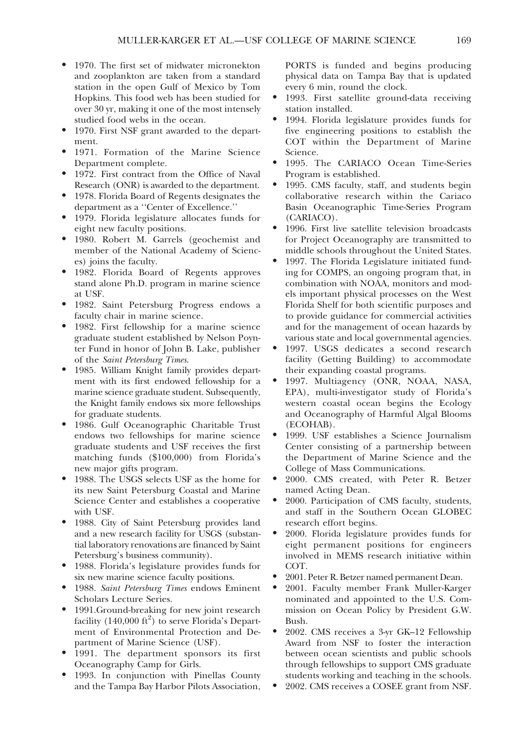- 1970. The first set of midwater micronekton and zooplankton are taken from a standard station in the open Gulf of Mexico by Tom Hopkins. This food web has been studied for over 30 yr, making it one of the most intensely studied food webs in the ocean.
- 1970. First NSF grant awarded to the department.
- 1971. Formation of the Marine Science Department complete.
- 1972. First contract from the Office of Naval Research (ONR) is awarded to the department.
- 1978. Florida Board of Regents designates the department as a ''Center of Excellence.''
- 1979. Florida legislature allocates funds for eight new faculty positions.
- 1980. Robert M. Garrels (geochemist and member of the National Academy of Sciences) joins the faculty.
- 1982. Florida Board of Regents approves stand alone Ph.D. program in marine science at USF.
- 1982. Saint Petersburg Progress endows a faculty chair in marine science.
- 1982. First fellowship for a marine science graduate student established by Nelson Poynter Fund in honor of John B. Lake, publisher of the *Saint Petersburg Times*.
- 1985. William Knight family provides department with its first endowed fellowship for a marine science graduate student. Subsequently, the Knight family endows six more fellowships for graduate students.
- 1986. Gulf Oceanographic Charitable Trust endows two fellowships for marine science graduate students and USF receives the first matching funds ($100,000) from Florida's new major gifts program.
- 1988. The USGS selects USF as the home for its new Saint Petersburg Coastal and Marine Science Center and establishes a cooperative with USF.
- 1988. City of Saint Petersburg provides land and a new research facility for USGS (substantial laboratory renovations are financed by Saint Petersburg's business community).
- 1988. Florida's legislature provides funds for six new marine science faculty positions.
- 1988. *Saint Petersburg Times* endows Eminent Scholars Lecture Series.
- 1991.Ground-breaking for new joint research facility (140,000 $ft^2$) to serve Florida's Department of Environmental Protection and Department of Marine Science (USF).
- 1991. The department sponsors its first Oceanography Camp for Girls.
- 1993. In conjunction with Pinellas County and the Tampa Bay Harbor Pilots Association, PORTS is funded and begins producing physical data on Tampa Bay that is updated every 6 min, round the clock.
- 1993. First satellite ground-data receiving station installed.
- 1994. Florida legislature provides funds for five engineering positions to establish the COT within the Department of Marine Science.
- 1995. The CARIACO Ocean Time-Series Program is established.
- 1995. CMS faculty, staff, and students begin collaborative research within the Cariaco Basin Oceanographic Time-Series Program (CARIACO).
- 1996. First live satellite television broadcasts for Project Oceanography are transmitted to middle schools throughout the United States.
- 1997. The Florida Legislature initiated funding for COMPS, an ongoing program that, in combination with NOAA, monitors and models important physical processes on the West Florida Shelf for both scientific purposes and to provide guidance for commercial activities and for the management of ocean hazards by various state and local governmental agencies.
- 1997. USGS dedicates a second research facility (Getting Building) to accommodate their expanding coastal programs.
- 1997. Multiagency (ONR, NOAA, NASA, EPA), multi-investigator study of Florida's western coastal ocean begins the Ecology and Oceanography of Harmful Algal Blooms (ECOHAB).
- 1999. USF establishes a Science Journalism Center consisting of a partnership between the Department of Marine Science and the College of Mass Communications.
- 2000. CMS created, with Peter R. Betzer named Acting Dean.
- 2000. Participation of CMS faculty, students, and staff in the Southern Ocean GLOBEC research effort begins.
- 2000. Florida legislature provides funds for eight permanent positions for engineers involved in MEMS research initiative within COT.
- 2001. Peter R. Betzer named permanent Dean.
- 2001. Faculty member Frank Muller-Karger nominated and appointed to the U.S. Commission on Ocean Policy by President G.W. Bush.
- 2002. CMS receives a 3-yr GK–12 Fellowship Award from NSF to foster the interaction between ocean scientists and public schools through fellowships to support CMS graduate students working and teaching in the schools.
- 2002. CMS receives a COSEE grant from NSF.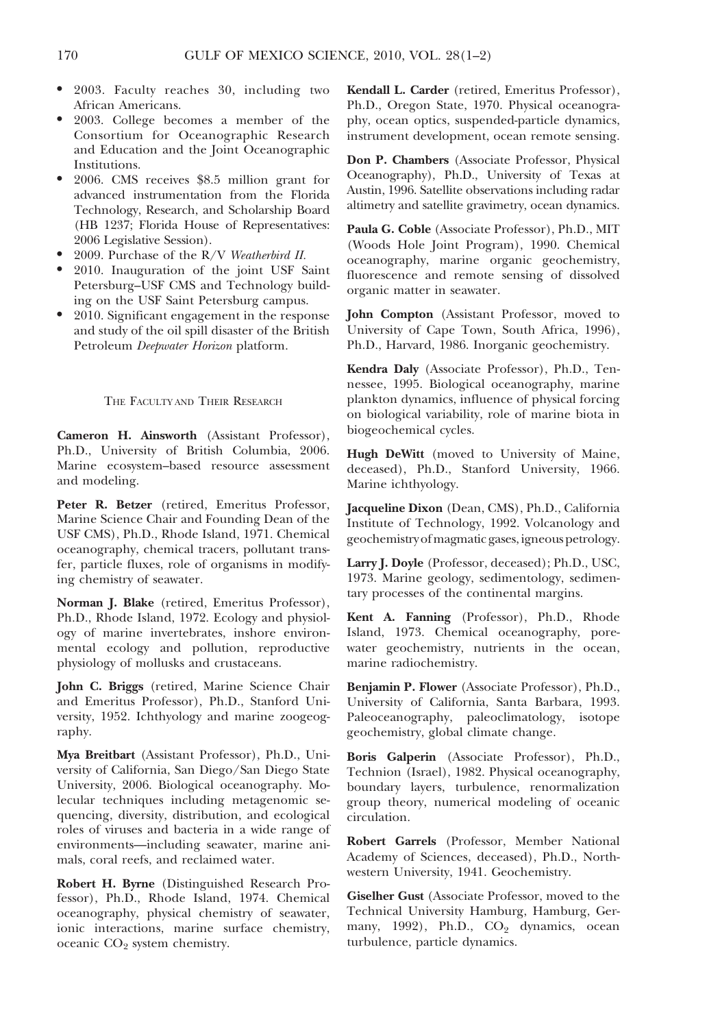- 2003. Faculty reaches 30, including two African Americans.
- 2003. College becomes a member of the Consortium for Oceanographic Research and Education and the Joint Oceanographic Institutions.
- 2006. CMS receives \$8.5 million grant for advanced instrumentation from the Florida Technology, Research, and Scholarship Board (HB 1237; Florida House of Representatives: 2006 Legislative Session).
- 2009. Purchase of the R/V *Weatherbird II*.
- 2010. Inauguration of the joint USF Saint Petersburg–USF CMS and Technology building on the USF Saint Petersburg campus.
- 2010. Significant engagement in the response and study of the oil spill disaster of the British Petroleum *Deepwater Horizon* platform.

## The Faculty and Their Research

**Cameron H. Ainsworth** (Assistant Professor), Ph.D., University of British Columbia, 2006. Marine ecosystem–based resource assessment and modeling.

**Peter R. Betzer** (retired, Emeritus Professor, Marine Science Chair and Founding Dean of the USF CMS), Ph.D., Rhode Island, 1971. Chemical oceanography, chemical tracers, pollutant transfer, particle fluxes, role of organisms in modifying chemistry of seawater.

**Norman J. Blake** (retired, Emeritus Professor), Ph.D., Rhode Island, 1972. Ecology and physiology of marine invertebrates, inshore environmental ecology and pollution, reproductive physiology of mollusks and crustaceans.

**John C. Briggs** (retired, Marine Science Chair and Emeritus Professor), Ph.D., Stanford University, 1952. Ichthyology and marine zoogeography.

**Mya Breitbart** (Assistant Professor), Ph.D., University of California, San Diego/San Diego State University, 2006. Biological oceanography. Molecular techniques including metagenomic sequencing, diversity, distribution, and ecological roles of viruses and bacteria in a wide range of environments—including seawater, marine animals, coral reefs, and reclaimed water.

**Robert H. Byrne** (Distinguished Research Professor), Ph.D., Rhode Island, 1974. Chemical oceanography, physical chemistry of seawater, ionic interactions, marine surface chemistry, oceanic $CO_2$ system chemistry.

**Kendall L. Carder** (retired, Emeritus Professor), Ph.D., Oregon State, 1970. Physical oceanography, ocean optics, suspended-particle dynamics, instrument development, ocean remote sensing.

**Don P. Chambers** (Associate Professor, Physical Oceanography), Ph.D., University of Texas at Austin, 1996. Satellite observations including radar altimetry and satellite gravimetry, ocean dynamics.

**Paula G. Coble** (Associate Professor), Ph.D., MIT (Woods Hole Joint Program), 1990. Chemical oceanography, marine organic geochemistry, fluorescence and remote sensing of dissolved organic matter in seawater.

**John Compton** (Assistant Professor, moved to University of Cape Town, South Africa, 1996), Ph.D., Harvard, 1986. Inorganic geochemistry.

**Kendra Daly** (Associate Professor), Ph.D., Tennessee, 1995. Biological oceanography, marine plankton dynamics, influence of physical forcing on biological variability, role of marine biota in biogeochemical cycles.

**Hugh DeWitt** (moved to University of Maine, deceased), Ph.D., Stanford University, 1966. Marine ichthyology.

**Jacqueline Dixon** (Dean, CMS), Ph.D., California Institute of Technology, 1992. Volcanology and geochemistry of magmatic gases, igneous petrology.

**Larry J. Doyle** (Professor, deceased); Ph.D., USC, 1973. Marine geology, sedimentology, sedimentary processes of the continental margins.

**Kent A. Fanning** (Professor), Ph.D., Rhode Island, 1973. Chemical oceanography, porewater geochemistry, nutrients in the ocean, marine radiochemistry.

**Benjamin P. Flower** (Associate Professor), Ph.D., University of California, Santa Barbara, 1993. Paleoceanography, paleoclimatology, isotope geochemistry, global climate change.

**Boris Galperin** (Associate Professor), Ph.D., Technion (Israel), 1982. Physical oceanography, boundary layers, turbulence, renormalization group theory, numerical modeling of oceanic circulation.

**Robert Garrels** (Professor, Member National Academy of Sciences, deceased), Ph.D., Northwestern University, 1941. Geochemistry.

**Giselher Gust** (Associate Professor, moved to the Technical University Hamburg, Hamburg, Germany, 1992), Ph.D., $CO_2$ dynamics, ocean turbulence, particle dynamics.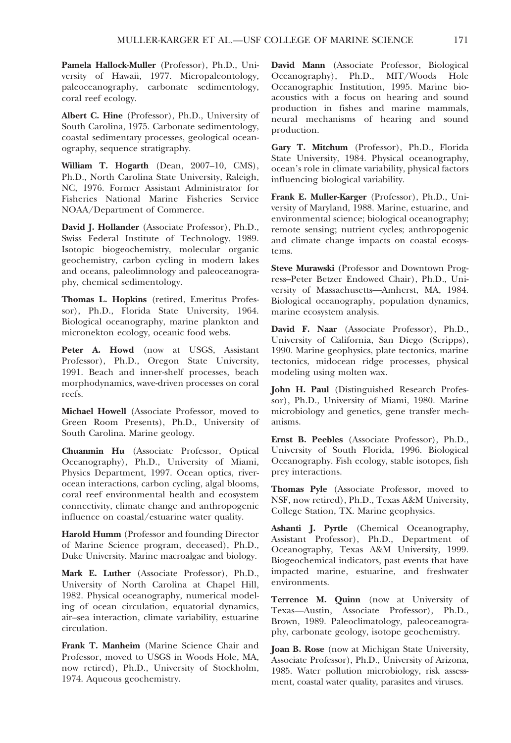**Pamela Hallock-Muller** (Professor), Ph.D., University of Hawaii, 1977. Micropaleontology, paleoceanography, carbonate sedimentology, coral reef ecology.

**Albert C. Hine** (Professor), Ph.D., University of South Carolina, 1975. Carbonate sedimentology, coastal sedimentary processes, geological oceanography, sequence stratigraphy.

**William T. Hogarth** (Dean, 2007–10, CMS), Ph.D., North Carolina State University, Raleigh, NC, 1976. Former Assistant Administrator for Fisheries National Marine Fisheries Service NOAA/Department of Commerce.

**David J. Hollander** (Associate Professor), Ph.D., Swiss Federal Institute of Technology, 1989. Isotopic biogeochemistry, molecular organic geochemistry, carbon cycling in modern lakes and oceans, paleolimnology and paleoceanography, chemical sedimentology.

**Thomas L. Hopkins** (retired, Emeritus Professor), Ph.D., Florida State University, 1964. Biological oceanography, marine plankton and micronekton ecology, oceanic food webs.

**Peter A. Howd** (now at USGS, Assistant Professor), Ph.D., Oregon State University, 1991. Beach and inner-shelf processes, beach morphodynamics, wave-driven processes on coral reefs.

**Michael Howell** (Associate Professor, moved to Green Room Presents), Ph.D., University of South Carolina. Marine geology.

**Chuanmin Hu** (Associate Professor, Optical Oceanography), Ph.D., University of Miami, Physics Department, 1997. Ocean optics, river-ocean interactions, carbon cycling, algal blooms, coral reef environmental health and ecosystem connectivity, climate change and anthropogenic influence on coastal/estuarine water quality.

**Harold Humm** (Professor and founding Director of Marine Science program, deceased), Ph.D., Duke University. Marine macroalgae and biology.

**Mark E. Luther** (Associate Professor), Ph.D., University of North Carolina at Chapel Hill, 1982. Physical oceanography, numerical modeling of ocean circulation, equatorial dynamics, air–sea interaction, climate variability, estuarine circulation.

**Frank T. Manheim** (Marine Science Chair and Professor, moved to USGS in Woods Hole, MA, now retired), Ph.D., University of Stockholm, 1974. Aqueous geochemistry.

**David Mann** (Associate Professor, Biological Oceanography), Ph.D., MIT/Woods Hole Oceanographic Institution, 1995. Marine bioacoustics with a focus on hearing and sound production in fishes and marine mammals, neural mechanisms of hearing and sound production.

**Gary T. Mitchum** (Professor), Ph.D., Florida State University, 1984. Physical oceanography, ocean's role in climate variability, physical factors influencing biological variability.

**Frank E. Muller-Karger** (Professor), Ph.D., University of Maryland, 1988. Marine, estuarine, and environmental science; biological oceanography; remote sensing; nutrient cycles; anthropogenic and climate change impacts on coastal ecosystems.

**Steve Murawski** (Professor and Downtown Progress–Peter Betzer Endowed Chair), Ph.D., University of Massachusetts—Amherst, MA, 1984. Biological oceanography, population dynamics, marine ecosystem analysis.

**David F. Naar** (Associate Professor), Ph.D., University of California, San Diego (Scripps), 1990. Marine geophysics, plate tectonics, marine tectonics, midocean ridge processes, physical modeling using molten wax.

**John H. Paul** (Distinguished Research Professor), Ph.D., University of Miami, 1980. Marine microbiology and genetics, gene transfer mechanisms.

**Ernst B. Peebles** (Associate Professor), Ph.D., University of South Florida, 1996. Biological Oceanography. Fish ecology, stable isotopes, fish prey interactions.

**Thomas Pyle** (Associate Professor, moved to NSF, now retired), Ph.D., Texas A&M University, College Station, TX. Marine geophysics.

**Ashanti J. Pyrtle** (Chemical Oceanography, Assistant Professor), Ph.D., Department of Oceanography, Texas A&M University, 1999. Biogeochemical indicators, past events that have impacted marine, estuarine, and freshwater environments.

**Terrence M. Quinn** (now at University of Texas—Austin, Associate Professor), Ph.D., Brown, 1989. Paleoclimatology, paleoceanography, carbonate geology, isotope geochemistry.

**Joan B. Rose** (now at Michigan State University, Associate Professor), Ph.D., University of Arizona, 1985. Water pollution microbiology, risk assessment, coastal water quality, parasites and viruses.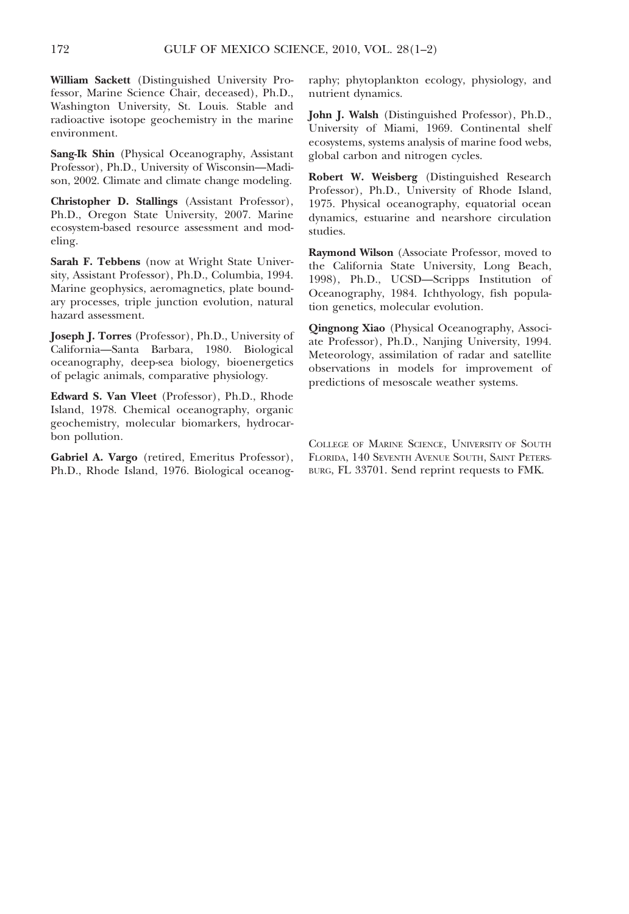**William Sackett** (Distinguished University Professor, Marine Science Chair, deceased), Ph.D., Washington University, St. Louis. Stable and radioactive isotope geochemistry in the marine environment.

**Sang-Ik Shin** (Physical Oceanography, Assistant Professor), Ph.D., University of Wisconsin—Madison, 2002. Climate and climate change modeling.

**Christopher D. Stallings** (Assistant Professor), Ph.D., Oregon State University, 2007. Marine ecosystem-based resource assessment and modeling.

**Sarah F. Tebbens** (now at Wright State University, Assistant Professor), Ph.D., Columbia, 1994. Marine geophysics, aeromagnetics, plate boundary processes, triple junction evolution, natural hazard assessment.

**Joseph J. Torres** (Professor), Ph.D., University of California—Santa Barbara, 1980. Biological oceanography, deep-sea biology, bioenergetics of pelagic animals, comparative physiology.

**Edward S. Van Vleet** (Professor), Ph.D., Rhode Island, 1978. Chemical oceanography, organic geochemistry, molecular biomarkers, hydrocarbon pollution.

**Gabriel A. Vargo** (retired, Emeritus Professor), Ph.D., Rhode Island, 1976. Biological oceanography; phytoplankton ecology, physiology, and nutrient dynamics.

**John J. Walsh** (Distinguished Professor), Ph.D., University of Miami, 1969. Continental shelf ecosystems, systems analysis of marine food webs, global carbon and nitrogen cycles.

**Robert W. Weisberg** (Distinguished Research Professor), Ph.D., University of Rhode Island, 1975. Physical oceanography, equatorial ocean dynamics, estuarine and nearshore circulation studies.

**Raymond Wilson** (Associate Professor, moved to the California State University, Long Beach, 1998), Ph.D., UCSD—Scripps Institution of Oceanography, 1984. Ichthyology, fish population genetics, molecular evolution.

**Qingnong Xiao** (Physical Oceanography, Associate Professor), Ph.D., Nanjing University, 1994. Meteorology, assimilation of radar and satellite observations in models for improvement of predictions of mesoscale weather systems.

College of Marine Science, University of South Florida, 140 Seventh Avenue South, Saint Petersburg, FL 33701. Send reprint requests to FMK.